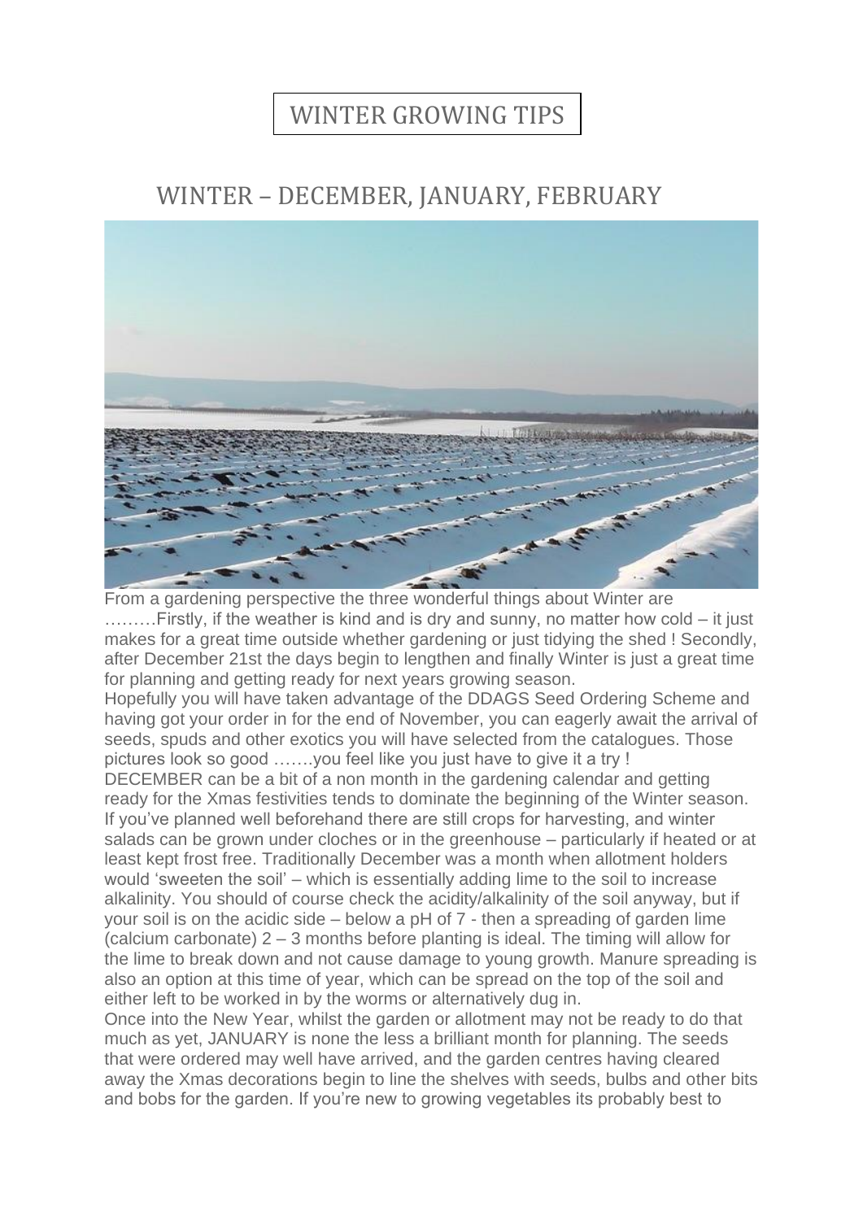# WINTER GROWING TIPS

## WINTER – DECEMBER, JANUARY, FEBRUARY

From a gardening perspective the three wonderful things about Winter are ………Firstly, if the weather is kind and is dry and sunny, no matter how cold – it just makes for a great time outside whether gardening or just tidying the shed ! Secondly, after December 21st the days begin to lengthen and finally Winter is just a great time for planning and getting ready for next years growing season.

Hopefully you will have taken advantage of the DDAGS Seed Ordering Scheme and having got your order in for the end of November, you can eagerly await the arrival of seeds, spuds and other exotics you will have selected from the catalogues. Those pictures look so good …….you feel like you just have to give it a try !

DECEMBER can be a bit of a non month in the gardening calendar and getting ready for the Xmas festivities tends to dominate the beginning of the Winter season. If you've planned well beforehand there are still crops for harvesting, and winter salads can be grown under cloches or in the greenhouse – particularly if heated or at least kept frost free. Traditionally December was a month when allotment holders would 'sweeten the soil' – which is essentially adding lime to the soil to increase alkalinity. You should of course check the acidity/alkalinity of the soil anyway, but if your soil is on the acidic side – below a pH of 7 - then a spreading of garden lime (calcium carbonate) 2 – 3 months before planting is ideal. The timing will allow for the lime to break down and not cause damage to young growth. Manure spreading is also an option at this time of year, which can be spread on the top of the soil and either left to be worked in by the worms or alternatively dug in.

Once into the New Year, whilst the garden or allotment may not be ready to do that much as yet, JANUARY is none the less a brilliant month for planning. The seeds that were ordered may well have arrived, and the garden centres having cleared away the Xmas decorations begin to line the shelves with seeds, bulbs and other bits and bobs for the garden. If you're new to growing vegetables its probably best to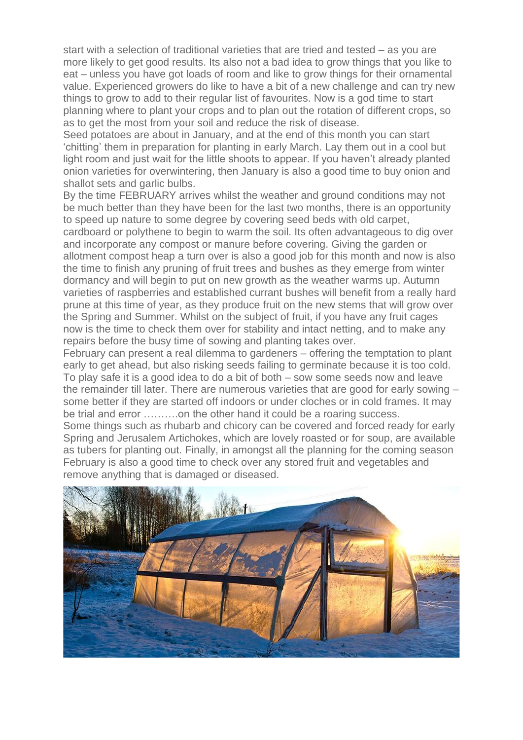start with a selection of traditional varieties that are tried and tested – as you are more likely to get good results. Its also not a bad idea to grow things that you like to eat – unless you have got loads of room and like to grow things for their ornamental value. Experienced growers do like to have a bit of a new challenge and can try new things to grow to add to their regular list of favourites. Now is a god time to start planning where to plant your crops and to plan out the rotation of different crops, so as to get the most from your soil and reduce the risk of disease.

Seed potatoes are about in January, and at the end of this month you can start 'chitting' them in preparation for planting in early March. Lay them out in a cool but light room and just wait for the little shoots to appear. If you haven't already planted onion varieties for overwintering, then January is also a good time to buy onion and shallot sets and garlic bulbs.

By the time FEBRUARY arrives whilst the weather and ground conditions may not be much better than they have been for the last two months, there is an opportunity to speed up nature to some degree by covering seed beds with old carpet, cardboard or polythene to begin to warm the soil. Its often advantageous to dig over and incorporate any compost or manure before covering. Giving the garden or allotment compost heap a turn over is also a good job for this month and now is also the time to finish any pruning of fruit trees and bushes as they emerge from winter dormancy and will begin to put on new growth as the weather warms up. Autumn varieties of raspberries and established currant bushes will benefit from a really hard prune at this time of year, as they produce fruit on the new stems that will grow over the Spring and Summer. Whilst on the subject of fruit, if you have any fruit cages now is the time to check them over for stability and intact netting, and to make any repairs before the busy time of sowing and planting takes over.

February can present a real dilemma to gardeners – offering the temptation to plant early to get ahead, but also risking seeds failing to germinate because it is too cold. To play safe it is a good idea to do a bit of both – sow some seeds now and leave the remainder till later. There are numerous varieties that are good for early sowing – some better if they are started off indoors or under cloches or in cold frames. It may be trial and error ……….on the other hand it could be a roaring success.

Some things such as rhubarb and chicory can be covered and forced ready for early Spring and Jerusalem Artichokes, which are lovely roasted or for soup, are available as tubers for planting out. Finally, in amongst all the planning for the coming season February is also a good time to check over any stored fruit and vegetables and remove anything that is damaged or diseased.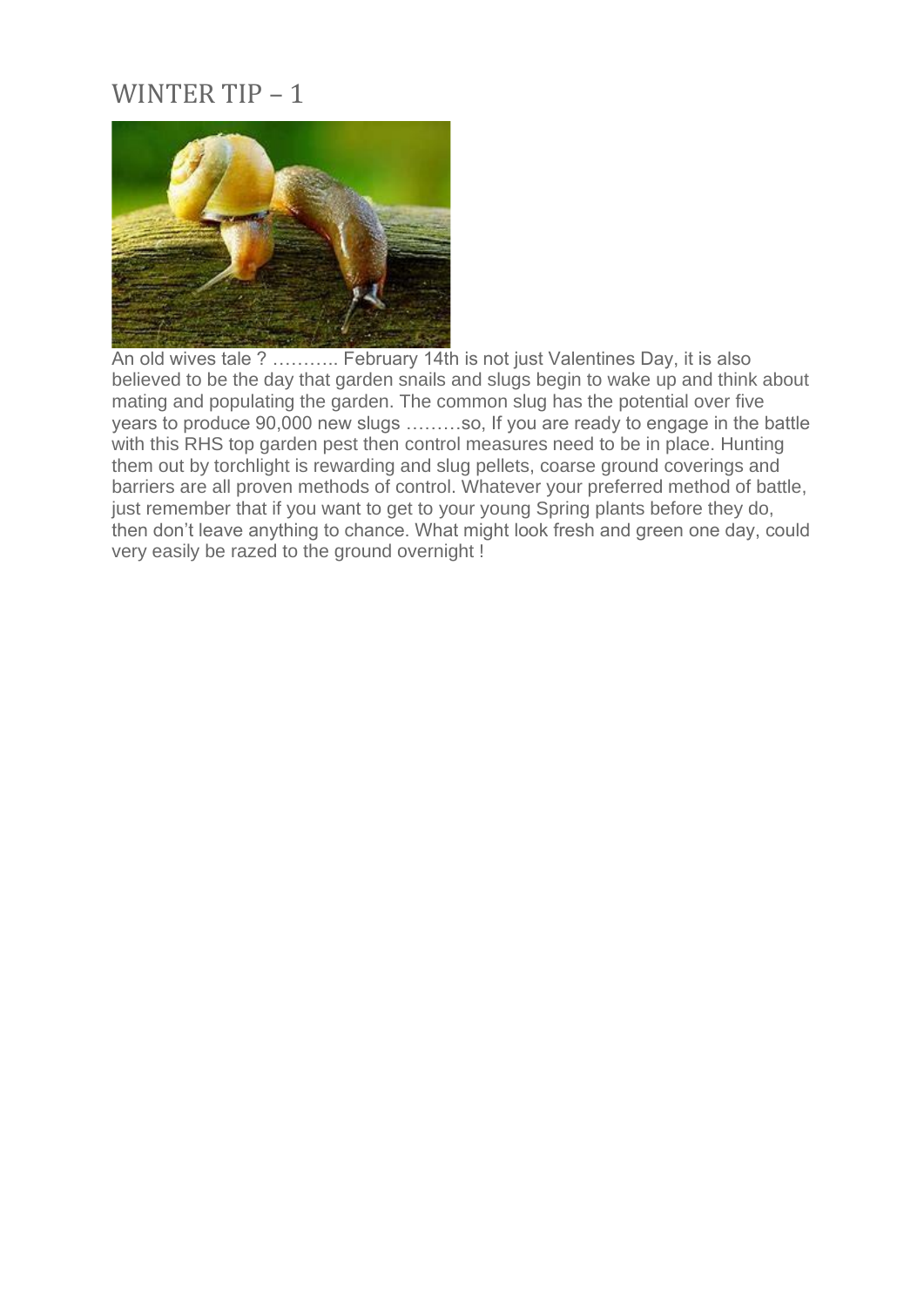# WINTER TIP – 1

An old wives tale ? ……….. February 14th is not just Valentines Day, it is also believed to be the day that garden snails and slugs begin to wake up and think about mating and populating the garden. The common slug has the potential over five years to produce 90,000 new slugs ………so, If you are ready to engage in the battle with this RHS top garden pest then control measures need to be in place. Hunting them out by torchlight is rewarding and slug pellets, coarse ground coverings and barriers are all proven methods of control. Whatever your preferred method of battle, just remember that if you want to get to your young Spring plants before they do, then don't leave anything to chance. What might look fresh and green one day, could very easily be razed to the ground overnight !